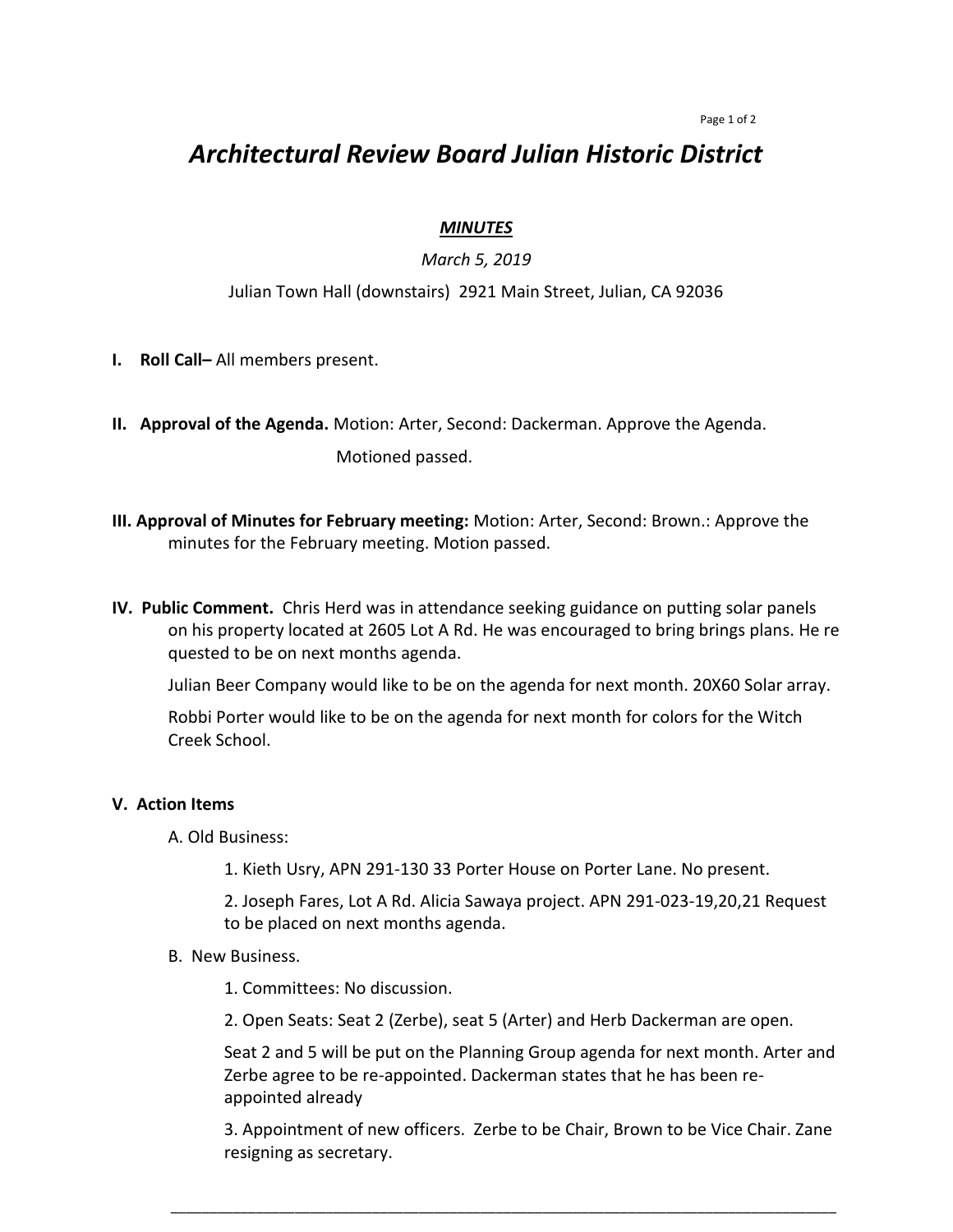# *Architectural Review Board Julian Historic District*

***MINUTES***

*March 5, 2019*

Julian Town Hall (downstairs) 2921 Main Street, Julian, CA 92036

**I. Roll Call–** All members present.

**II. Approval of the Agenda.** Motion: Arter, Second: Dackerman. Approve the Agenda.

Motioned passed.

**III. Approval of Minutes for February meeting:** Motion: Arter, Second: Brown.: Approve the minutes for the February meeting. Motion passed.

**IV. Public Comment.** Chris Herd was in attendance seeking guidance on putting solar panels on his property located at 2605 Lot A Rd. He was encouraged to bring brings plans. He re quested to be on next months agenda.

Julian Beer Company would like to be on the agenda for next month. 20X60 Solar array.

Robbi Porter would like to be on the agenda for next month for colors for the Witch Creek School.

**V. Action Items**

A. Old Business:

1. Kieth Usry, APN 291-130 33 Porter House on Porter Lane. No present.

2. Joseph Fares, Lot A Rd. Alicia Sawaya project. APN 291-023-19,20,21 Request to be placed on next months agenda.

B. New Business.

1. Committees: No discussion.

2. Open Seats: Seat 2 (Zerbe), seat 5 (Arter) and Herb Dackerman are open.

Seat 2 and 5 will be put on the Planning Group agenda for next month. Arter and Zerbe agree to be re-appointed. Dackerman states that he has been re-appointed already

3. Appointment of new officers. Zerbe to be Chair, Brown to be Vice Chair. Zane resigning as secretary.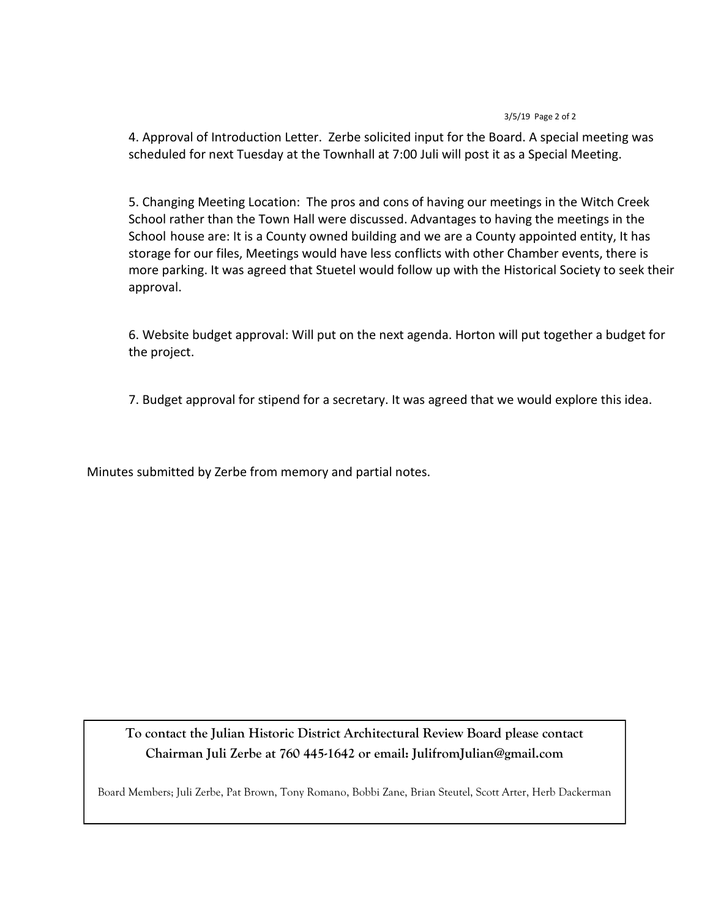4. Approval of Introduction Letter. Zerbe solicited input for the Board. A special meeting was scheduled for next Tuesday at the Townhall at 7:00 Juli will post it as a Special Meeting.

5. Changing Meeting Location: The pros and cons of having our meetings in the Witch Creek School rather than the Town Hall were discussed. Advantages to having the meetings in the School house are: It is a County owned building and we are a County appointed entity, It has storage for our files, Meetings would have less conflicts with other Chamber events, there is more parking. It was agreed that Stuetel would follow up with the Historical Society to seek their approval.

6. Website budget approval: Will put on the next agenda. Horton will put together a budget for the project.

7. Budget approval for stipend for a secretary. It was agreed that we would explore this idea.

Minutes submitted by Zerbe from memory and partial notes.

**To contact the Julian Historic District Architectural Review Board please contact Chairman Juli Zerbe at 760 445-1642 or email: JulifromJulian@gmail.com**

Board Members; Juli Zerbe, Pat Brown, Tony Romano, Bobbi Zane, Brian Steutel, Scott Arter, Herb Dackerman